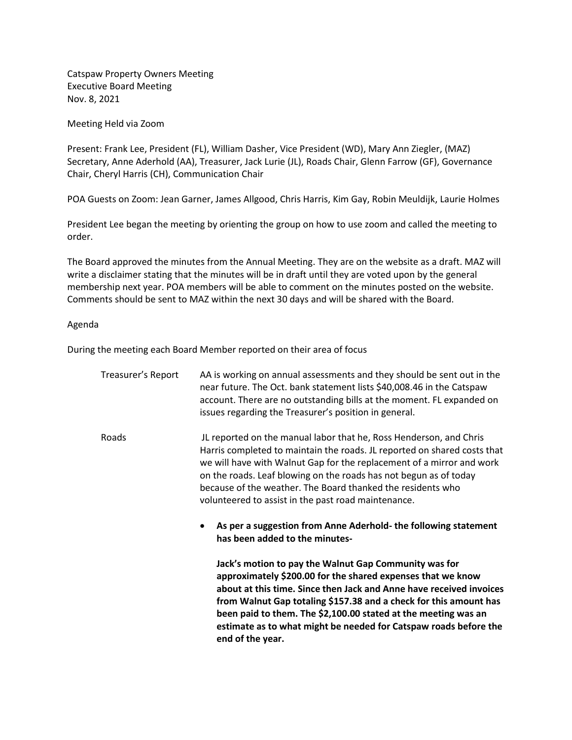Catspaw Property Owners Meeting
Executive Board Meeting
Nov. 8, 2021

Meeting Held via Zoom

Present: Frank Lee, President (FL), William Dasher, Vice President (WD), Mary Ann Ziegler, (MAZ) Secretary, Anne Aderhold (AA), Treasurer, Jack Lurie (JL), Roads Chair, Glenn Farrow (GF), Governance Chair, Cheryl Harris (CH), Communication Chair

POA Guests on Zoom: Jean Garner, James Allgood, Chris Harris, Kim Gay, Robin Meuldijk, Laurie Holmes

President Lee began the meeting by orienting the group on how to use zoom and called the meeting to order.

The Board approved the minutes from the Annual Meeting. They are on the website as a draft. MAZ will write a disclaimer stating that the minutes will be in draft until they are voted upon by the general membership next year. POA members will be able to comment on the minutes posted on the website. Comments should be sent to MAZ within the next 30 days and will be shared with the Board.

Agenda

During the meeting each Board Member reported on their area of focus

Treasurer's Report — AA is working on annual assessments and they should be sent out in the near future. The Oct. bank statement lists $40,008.46 in the Catspaw account. There are no outstanding bills at the moment. FL expanded on issues regarding the Treasurer's position in general.

Roads — JL reported on the manual labor that he, Ross Henderson, and Chris Harris completed to maintain the roads. JL reported on shared costs that we will have with Walnut Gap for the replacement of a mirror and work on the roads. Leaf blowing on the roads has not begun as of today because of the weather. The Board thanked the residents who volunteered to assist in the past road maintenance.

- **As per a suggestion from Anne Aderhold- the following statement has been added to the minutes-**

  **Jack's motion to pay the Walnut Gap Community was for approximately $200.00 for the shared expenses that we know about at this time. Since then Jack and Anne have received invoices from Walnut Gap totaling $157.38 and a check for this amount has been paid to them. The $2,100.00 stated at the meeting was an estimate as to what might be needed for Catspaw roads before the end of the year.**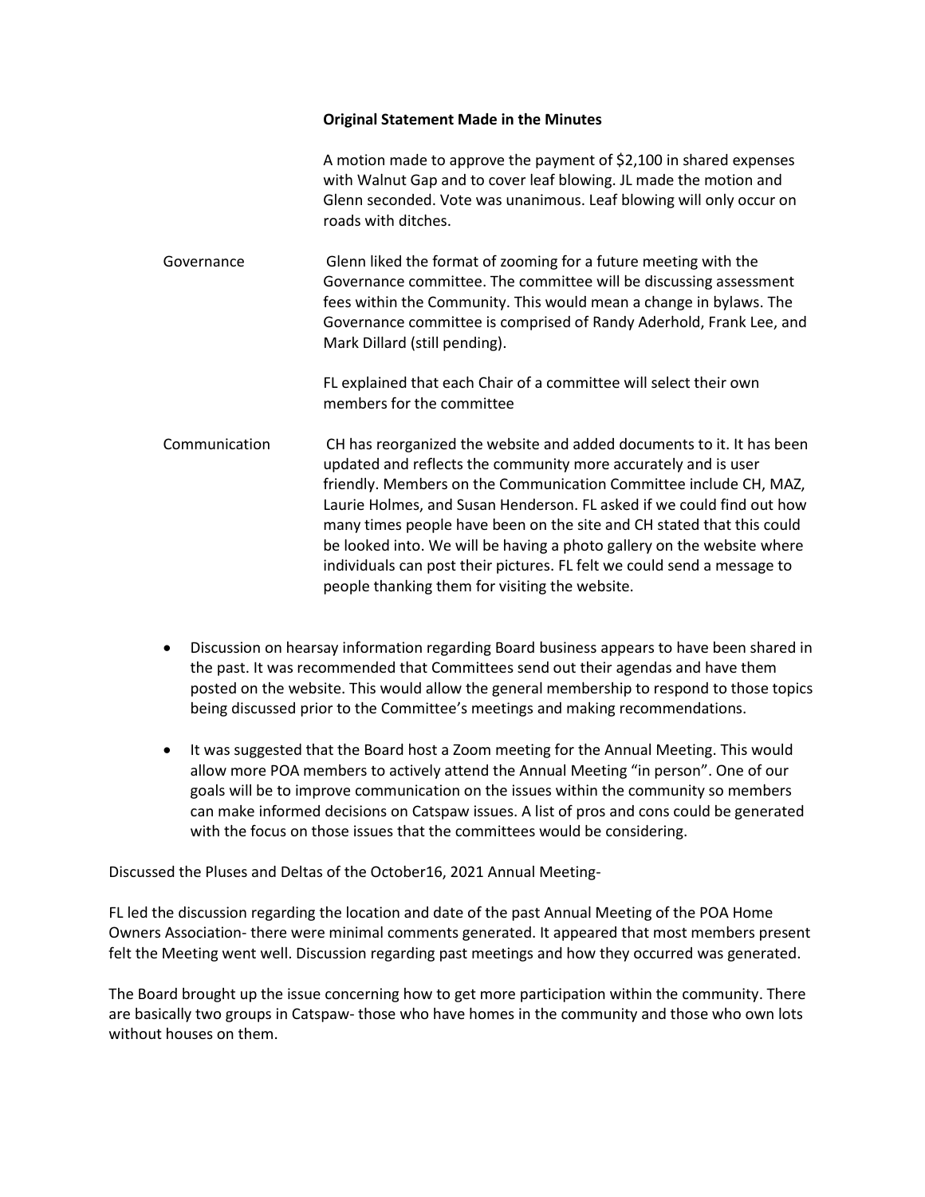**Original Statement Made in the Minutes**

A motion made to approve the payment of $2,100 in shared expenses with Walnut Gap and to cover leaf blowing. JL made the motion and Glenn seconded. Vote was unanimous. Leaf blowing will only occur on roads with ditches.

Governance — Glenn liked the format of zooming for a future meeting with the Governance committee. The committee will be discussing assessment fees within the Community. This would mean a change in bylaws. The Governance committee is comprised of Randy Aderhold, Frank Lee, and Mark Dillard (still pending).

FL explained that each Chair of a committee will select their own members for the committee

Communication — CH has reorganized the website and added documents to it. It has been updated and reflects the community more accurately and is user friendly. Members on the Communication Committee include CH, MAZ, Laurie Holmes, and Susan Henderson. FL asked if we could find out how many times people have been on the site and CH stated that this could be looked into. We will be having a photo gallery on the website where individuals can post their pictures. FL felt we could send a message to people thanking them for visiting the website.

- Discussion on hearsay information regarding Board business appears to have been shared in the past. It was recommended that Committees send out their agendas and have them posted on the website. This would allow the general membership to respond to those topics being discussed prior to the Committee's meetings and making recommendations.
- It was suggested that the Board host a Zoom meeting for the Annual Meeting. This would allow more POA members to actively attend the Annual Meeting "in person". One of our goals will be to improve communication on the issues within the community so members can make informed decisions on Catspaw issues. A list of pros and cons could be generated with the focus on those issues that the committees would be considering.

Discussed the Pluses and Deltas of the October16, 2021 Annual Meeting-

FL led the discussion regarding the location and date of the past Annual Meeting of the POA Home Owners Association- there were minimal comments generated. It appeared that most members present felt the Meeting went well. Discussion regarding past meetings and how they occurred was generated.

The Board brought up the issue concerning how to get more participation within the community. There are basically two groups in Catspaw- those who have homes in the community and those who own lots without houses on them.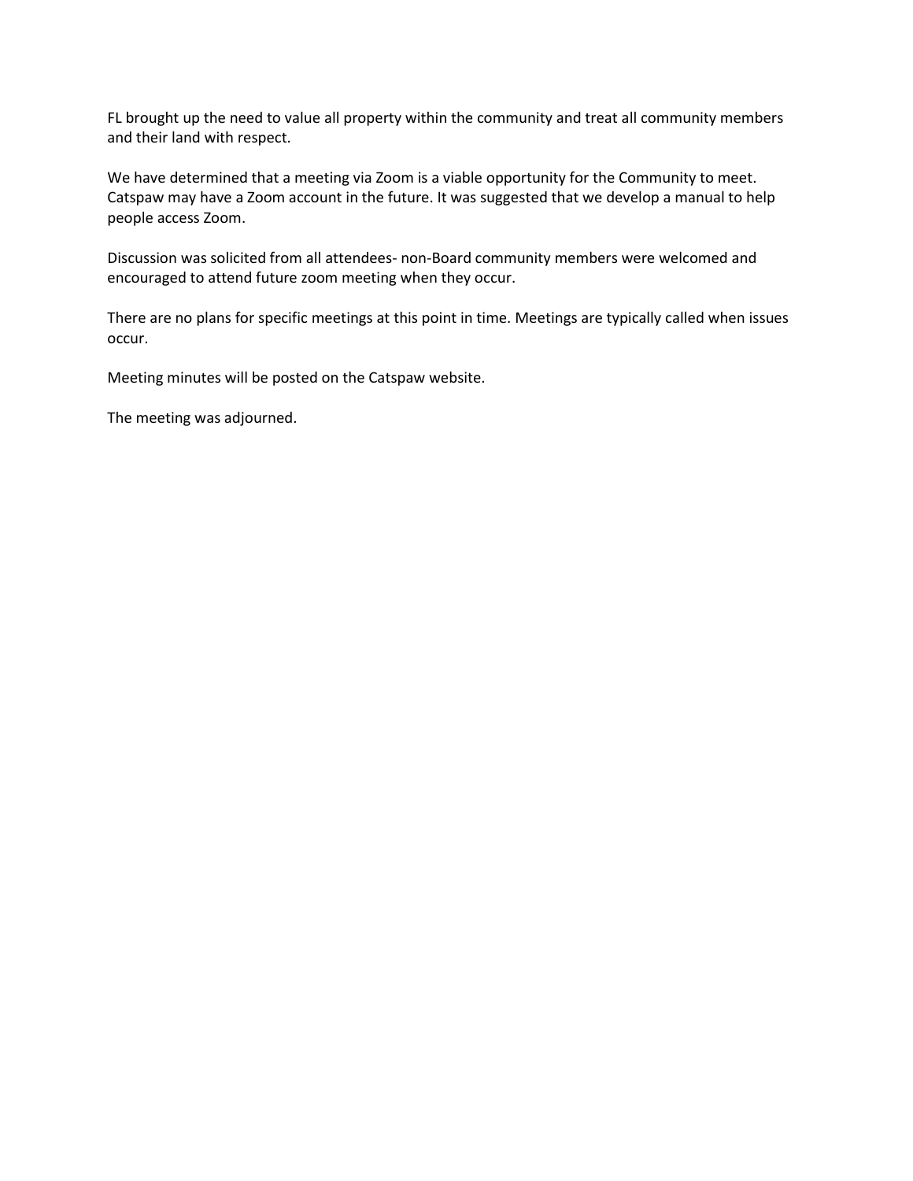FL brought up the need to value all property within the community and treat all community members and their land with respect.

We have determined that a meeting via Zoom is a viable opportunity for the Community to meet. Catspaw may have a Zoom account in the future. It was suggested that we develop a manual to help people access Zoom.

Discussion was solicited from all attendees- non-Board community members were welcomed and encouraged to attend future zoom meeting when they occur.

There are no plans for specific meetings at this point in time. Meetings are typically called when issues occur.

Meeting minutes will be posted on the Catspaw website.

The meeting was adjourned.